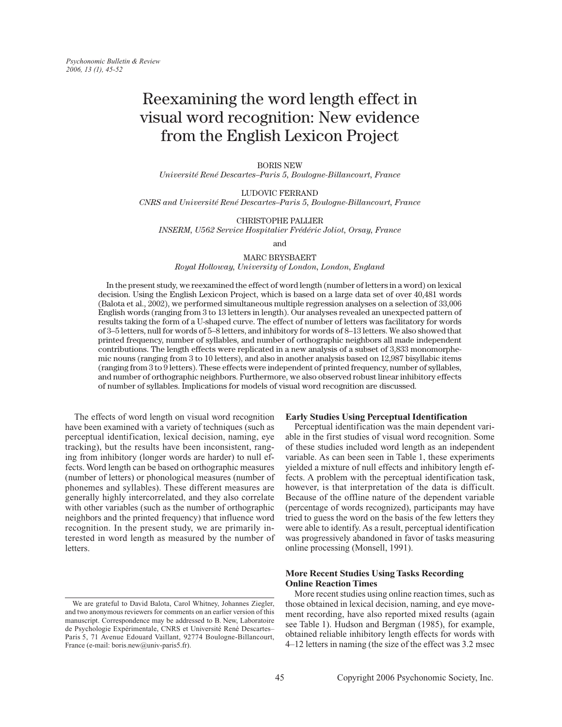# Reexamining the word length effect in visual word recognition: New evidence from the English Lexicon Project

BORIS NEW
*Université René Descartes–Paris 5, Boulogne-Billancourt, France*

LUDOVIC FERRAND
*CNRS and Université René Descartes–Paris 5, Boulogne-Billancourt, France*

CHRISTOPHE PALLIER
*INSERM, U562 Service Hospitalier Frédéric Joliot, Orsay, France*

and

MARC BRYSBAERT
*Royal Holloway, University of London, London, England*

In the present study, we reexamined the effect of word length (number of letters in a word) on lexical decision. Using the English Lexicon Project, which is based on a large data set of over 40,481 words (Balota et al., 2002), we performed simultaneous multiple regression analyses on a selection of 33,006 English words (ranging from 3 to 13 letters in length). Our analyses revealed an unexpected pattern of results taking the form of a U-shaped curve. The effect of number of letters was facilitatory for words of 3–5 letters, null for words of 5–8 letters, and inhibitory for words of 8–13 letters. We also showed that printed frequency, number of syllables, and number of orthographic neighbors all made independent contributions. The length effects were replicated in a new analysis of a subset of 3,833 monomorphemic nouns (ranging from 3 to 10 letters), and also in another analysis based on 12,987 bisyllabic items (ranging from 3 to 9 letters). These effects were independent of printed frequency, number of syllables, and number of orthographic neighbors. Furthermore, we also observed robust linear inhibitory effects of number of syllables. Implications for models of visual word recognition are discussed.

The effects of word length on visual word recognition have been examined with a variety of techniques (such as perceptual identification, lexical decision, naming, eye tracking), but the results have been inconsistent, ranging from inhibitory (longer words are harder) to null effects. Word length can be based on orthographic measures (number of letters) or phonological measures (number of phonemes and syllables). These different measures are generally highly intercorrelated, and they also correlate with other variables (such as the number of orthographic neighbors and the printed frequency) that influence word recognition. In the present study, we are primarily interested in word length as measured by the number of letters.

## Early Studies Using Perceptual Identification

Perceptual identification was the main dependent variable in the first studies of visual word recognition. Some of these studies included word length as an independent variable. As can been seen in Table 1, these experiments yielded a mixture of null effects and inhibitory length effects. A problem with the perceptual identification task, however, is that interpretation of the data is difficult. Because of the offline nature of the dependent variable (percentage of words recognized), participants may have tried to guess the word on the basis of the few letters they were able to identify. As a result, perceptual identification was progressively abandoned in favor of tasks measuring online processing (Monsell, 1991).

## More Recent Studies Using Tasks Recording Online Reaction Times

More recent studies using online reaction times, such as those obtained in lexical decision, naming, and eye movement recording, have also reported mixed results (again see Table 1). Hudson and Bergman (1985), for example, obtained reliable inhibitory length effects for words with 4–12 letters in naming (the size of the effect was 3.2 msec

---

We are grateful to David Balota, Carol Whitney, Johannes Ziegler, and two anonymous reviewers for comments on an earlier version of this manuscript. Correspondence may be addressed to B. New, Laboratoire de Psychologie Expérimentale, CNRS et Université René Descartes–Paris 5, 71 Avenue Edouard Vaillant, 92774 Boulogne-Billancourt, France (e-mail: boris.new@univ-paris5.fr).

Copyright 2006 Psychonomic Society, Inc.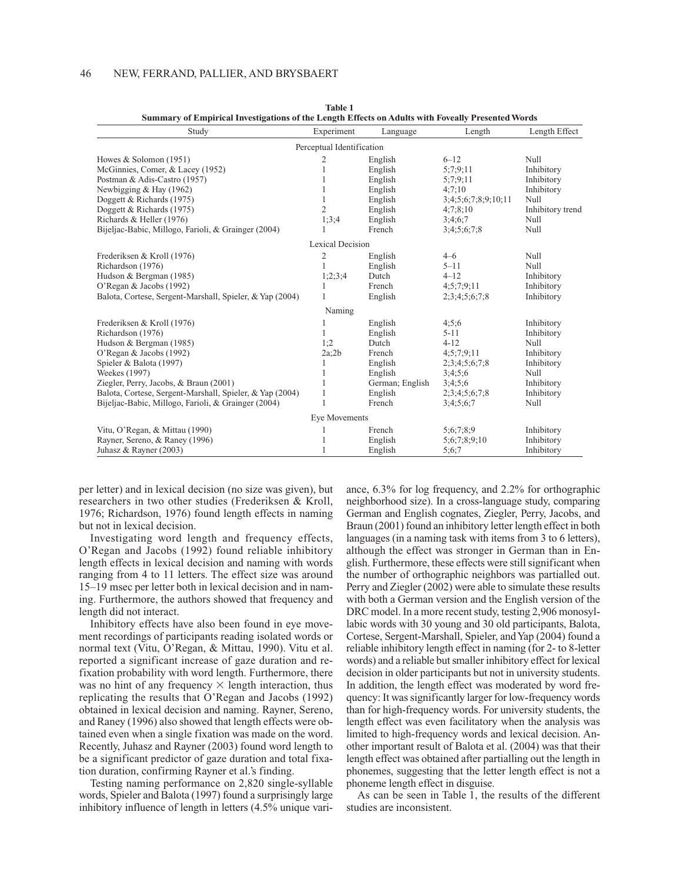**Table 1**
**Summary of Empirical Investigations of the Length Effects on Adults with Foveally Presented Words**

| Study | Experiment | Language | Length | Length Effect |
|---|---|---|---|---|
| | Perceptual Identification | | | |
| Howes & Solomon (1951) | 2 | English | 6–12 | Null |
| McGinnies, Comer, & Lacey (1952) | 1 | English | 5;7;9;11 | Inhibitory |
| Postman & Adis-Castro (1957) | 1 | English | 5;7;9;11 | Inhibitory |
| Newbigging & Hay (1962) | 1 | English | 4;7;10 | Inhibitory |
| Doggett & Richards (1975) | 1 | English | 3;4;5;6;7;8;9;10;11 | Null |
| Doggett & Richards (1975) | 2 | English | 4;7;8;10 | Inhibitory trend |
| Richards & Heller (1976) | 1;3;4 | English | 3;4;6;7 | Null |
| Bijeljac-Babic, Millogo, Farioli, & Grainger (2004) | 1 | French | 3;4;5;6;7;8 | Null |
| | Lexical Decision | | | |
| Frederiksen & Kroll (1976) | 2 | English | 4–6 | Null |
| Richardson (1976) | 1 | English | 5–11 | Null |
| Hudson & Bergman (1985) | 1;2;3;4 | Dutch | 4–12 | Inhibitory |
| O'Regan & Jacobs (1992) | 1 | French | 4;5;7;9;11 | Inhibitory |
| Balota, Cortese, Sergent-Marshall, Spieler, & Yap (2004) | 1 | English | 2;3;4;5;6;7;8 | Inhibitory |
| | Naming | | | |
| Frederiksen & Kroll (1976) | 1 | English | 4;5;6 | Inhibitory |
| Richardson (1976) | 1 | English | 5-11 | Inhibitory |
| Hudson & Bergman (1985) | 1;2 | Dutch | 4-12 | Null |
| O'Regan & Jacobs (1992) | 2a;2b | French | 4;5;7;9;11 | Inhibitory |
| Spieler & Balota (1997) | 1 | English | 2;3;4;5;6;7;8 | Inhibitory |
| Weekes (1997) | 1 | English | 3;4;5;6 | Null |
| Ziegler, Perry, Jacobs, & Braun (2001) | 1 | German; English | 3;4;5;6 | Inhibitory |
| Balota, Cortese, Sergent-Marshall, Spieler, & Yap (2004) | 1 | English | 2;3;4;5;6;7;8 | Inhibitory |
| Bijeljac-Babic, Millogo, Farioli, & Grainger (2004) | 1 | French | 3;4;5;6;7 | Null |
| | Eye Movements | | | |
| Vitu, O'Regan, & Mittau (1990) | 1 | French | 5;6;7;8;9 | Inhibitory |
| Rayner, Sereno, & Raney (1996) | 1 | English | 5;6;7;8;9;10 | Inhibitory |
| Juhasz & Rayner (2003) | 1 | English | 5;6;7 | Inhibitory |

per letter) and in lexical decision (no size was given), but researchers in two other studies (Frederiksen & Kroll, 1976; Richardson, 1976) found length effects in naming but not in lexical decision.

Investigating word length and frequency effects, O'Regan and Jacobs (1992) found reliable inhibitory length effects in lexical decision and naming with words ranging from 4 to 11 letters. The effect size was around 15–19 msec per letter both in lexical decision and in naming. Furthermore, the authors showed that frequency and length did not interact.

Inhibitory effects have also been found in eye movement recordings of participants reading isolated words or normal text (Vitu, O'Regan, & Mittau, 1990). Vitu et al. reported a significant increase of gaze duration and refixation probability with word length. Furthermore, there was no hint of any frequency $\times$ length interaction, thus replicating the results that O'Regan and Jacobs (1992) obtained in lexical decision and naming. Rayner, Sereno, and Raney (1996) also showed that length effects were obtained even when a single fixation was made on the word. Recently, Juhasz and Rayner (2003) found word length to be a significant predictor of gaze duration and total fixation duration, confirming Rayner et al.'s finding.

Testing naming performance on 2,820 single-syllable words, Spieler and Balota (1997) found a surprisingly large inhibitory influence of length in letters (4.5% unique variance, 6.3% for log frequency, and 2.2% for orthographic neighborhood size). In a cross-language study, comparing German and English cognates, Ziegler, Perry, Jacobs, and Braun (2001) found an inhibitory letter length effect in both languages (in a naming task with items from 3 to 6 letters), although the effect was stronger in German than in English. Furthermore, these effects were still significant when the number of orthographic neighbors was partialled out. Perry and Ziegler (2002) were able to simulate these results with both a German version and the English version of the DRC model. In a more recent study, testing 2,906 monosyllabic words with 30 young and 30 old participants, Balota, Cortese, Sergent-Marshall, Spieler, and Yap (2004) found a reliable inhibitory length effect in naming (for 2- to 8-letter words) and a reliable but smaller inhibitory effect for lexical decision in older participants but not in university students. In addition, the length effect was moderated by word frequency: It was significantly larger for low-frequency words than for high-frequency words. For university students, the length effect was even facilitatory when the analysis was limited to high-frequency words and lexical decision. Another important result of Balota et al. (2004) was that their length effect was obtained after partialling out the length in phonemes, suggesting that the letter length effect is not a phoneme length effect in disguise.

As can be seen in Table 1, the results of the different studies are inconsistent.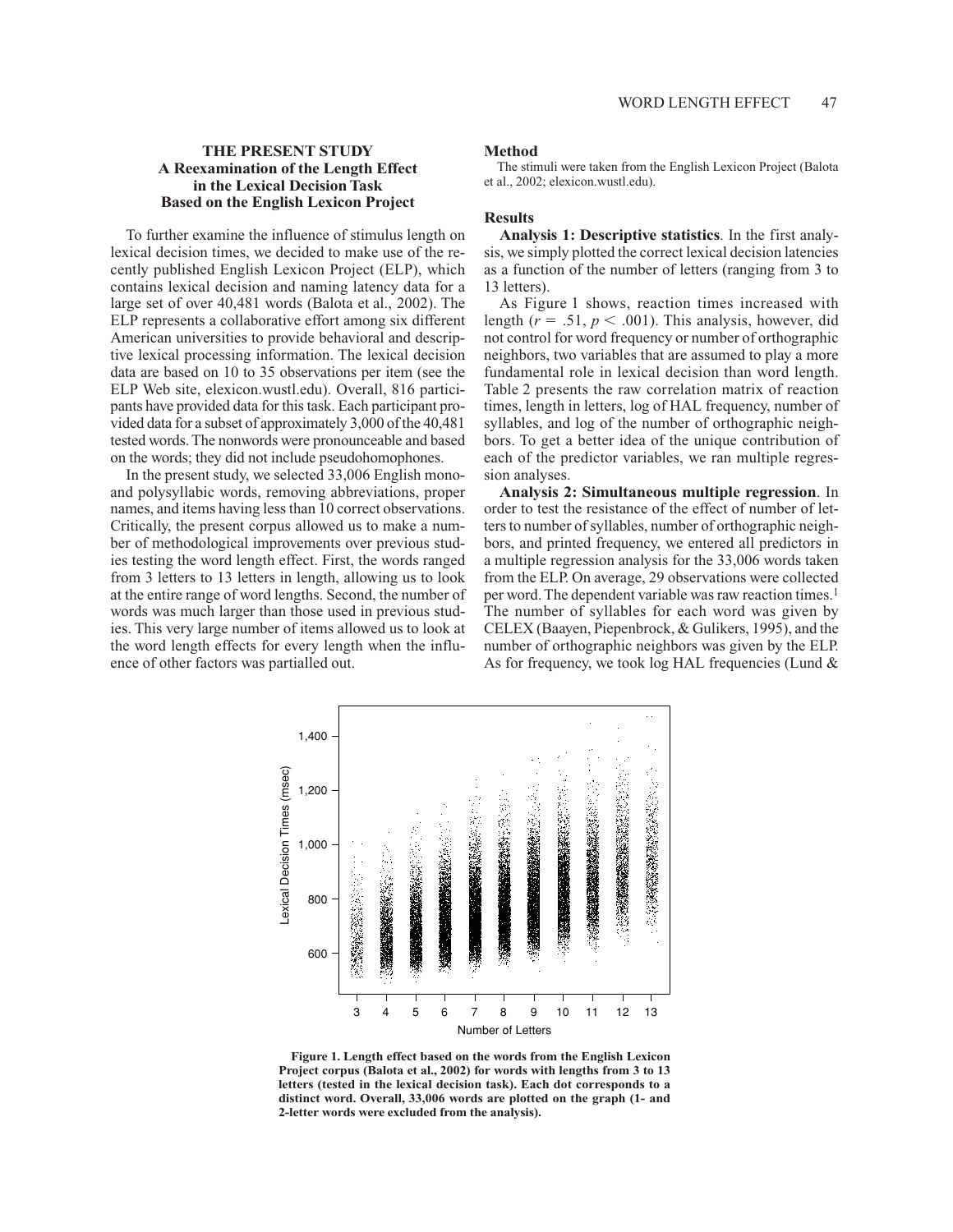## THE PRESENT STUDY
### A Reexamination of the Length Effect in the Lexical Decision Task Based on the English Lexicon Project

To further examine the influence of stimulus length on lexical decision times, we decided to make use of the recently published English Lexicon Project (ELP), which contains lexical decision and naming latency data for a large set of over 40,481 words (Balota et al., 2002). The ELP represents a collaborative effort among six different American universities to provide behavioral and descriptive lexical processing information. The lexical decision data are based on 10 to 35 observations per item (see the ELP Web site, elexicon.wustl.edu). Overall, 816 participants have provided data for this task. Each participant provided data for a subset of approximately 3,000 of the 40,481 tested words. The nonwords were pronounceable and based on the words; they did not include pseudohomophones.

In the present study, we selected 33,006 English mono- and polysyllabic words, removing abbreviations, proper names, and items having less than 10 correct observations. Critically, the present corpus allowed us to make a number of methodological improvements over previous studies testing the word length effect. First, the words ranged from 3 letters to 13 letters in length, allowing us to look at the entire range of word lengths. Second, the number of words was much larger than those used in previous studies. This very large number of items allowed us to look at the word length effects for every length when the influence of other factors was partialled out.

### Method

The stimuli were taken from the English Lexicon Project (Balota et al., 2002; elexicon.wustl.edu).

### Results

**Analysis 1: Descriptive statistics**. In the first analysis, we simply plotted the correct lexical decision latencies as a function of the number of letters (ranging from 3 to 13 letters).

As Figure 1 shows, reaction times increased with length ($r = .51$, $p < .001$). This analysis, however, did not control for word frequency or number of orthographic neighbors, two variables that are assumed to play a more fundamental role in lexical decision than word length. Table 2 presents the raw correlation matrix of reaction times, length in letters, log of HAL frequency, number of syllables, and log of the number of orthographic neighbors. To get a better idea of the unique contribution of each of the predictor variables, we ran multiple regression analyses.

**Analysis 2: Simultaneous multiple regression**. In order to test the resistance of the effect of number of letters to number of syllables, number of orthographic neighbors, and printed frequency, we entered all predictors in a multiple regression analysis for the 33,006 words taken from the ELP. On average, 29 observations were collected per word. The dependent variable was raw reaction times.[1] The number of syllables for each word was given by CELEX (Baayen, Piepenbrock, & Gulikers, 1995), and the number of orthographic neighbors was given by the ELP. As for frequency, we took log HAL frequencies (Lund &

**Figure 1. Length effect based on the words from the English Lexicon Project corpus (Balota et al., 2002) for words with lengths from 3 to 13 letters (tested in the lexical decision task). Each dot corresponds to a distinct word. Overall, 33,006 words are plotted on the graph (1- and 2-letter words were excluded from the analysis).**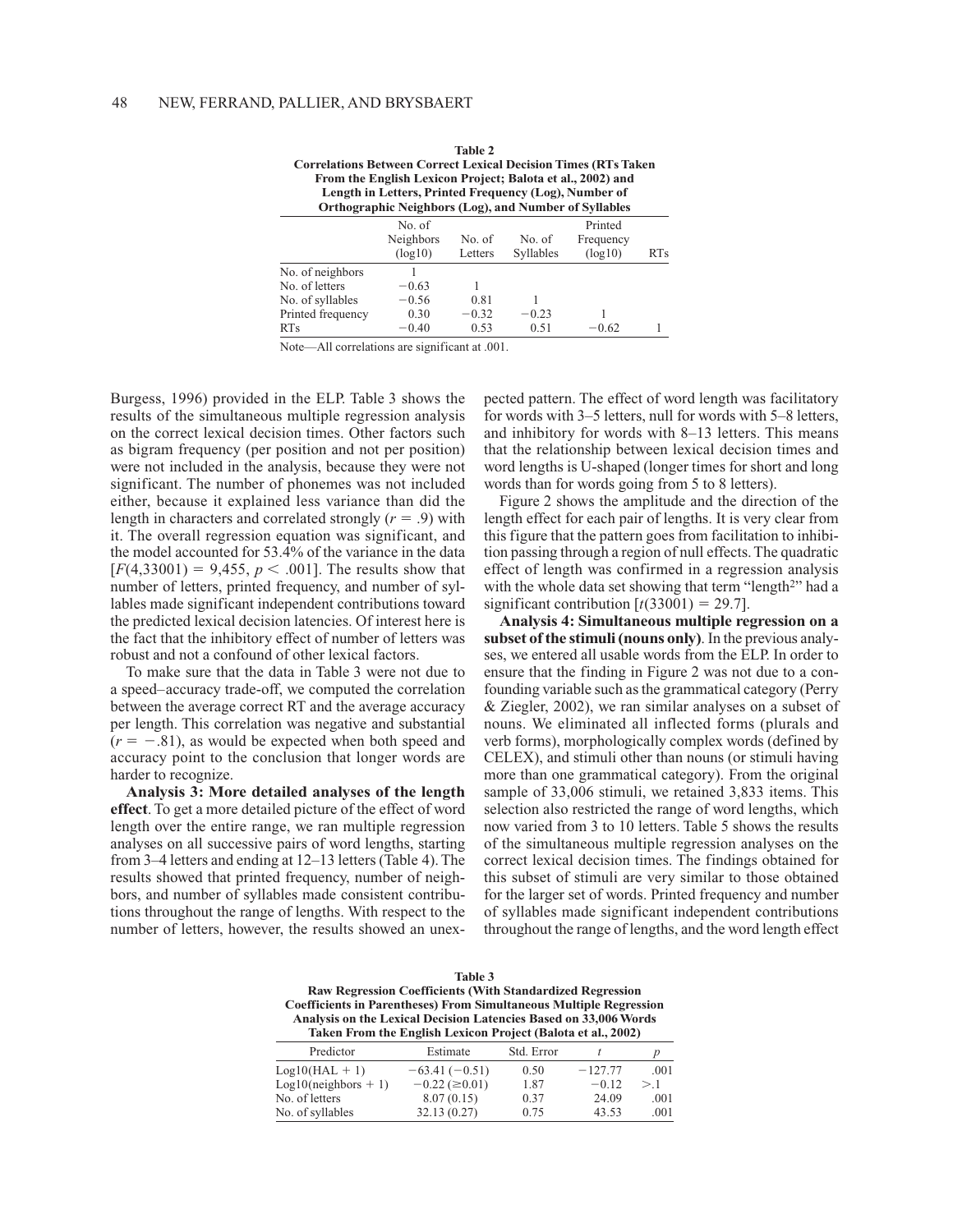**Table 2**
**Correlations Between Correct Lexical Decision Times (RTs Taken From the English Lexicon Project; Balota et al., 2002) and Length in Letters, Printed Frequency (Log), Number of Orthographic Neighbors (Log), and Number of Syllables**

| | No. of Neighbors (log10) | No. of Letters | No. of Syllables | Printed Frequency (log10) | RTs |
|---|---|---|---|---|---|
| No. of neighbors | 1 | | | | |
| No. of letters | −0.63 | 1 | | | |
| No. of syllables | −0.56 | 0.81 | 1 | | |
| Printed frequency | 0.30 | −0.32 | −0.23 | 1 | |
| RTs | −0.40 | 0.53 | 0.51 | −0.62 | 1 |

Note—All correlations are significant at .001.

Burgess, 1996) provided in the ELP. Table 3 shows the results of the simultaneous multiple regression analysis on the correct lexical decision times. Other factors such as bigram frequency (per position and not per position) were not included in the analysis, because they were not significant. The number of phonemes was not included either, because it explained less variance than did the length in characters and correlated strongly ($r = .9$) with it. The overall regression equation was significant, and the model accounted for 53.4% of the variance in the data [$F(4,33001) = 9{,}455$, $p < .001$]. The results show that number of letters, printed frequency, and number of syllables made significant independent contributions toward the predicted lexical decision latencies. Of interest here is the fact that the inhibitory effect of number of letters was robust and not a confound of other lexical factors.

To make sure that the data in Table 3 were not due to a speed–accuracy trade-off, we computed the correlation between the average correct RT and the average accuracy per length. This correlation was negative and substantial ($r = -.81$), as would be expected when both speed and accuracy point to the conclusion that longer words are harder to recognize.

**Analysis 3: More detailed analyses of the length effect**. To get a more detailed picture of the effect of word length over the entire range, we ran multiple regression analyses on all successive pairs of word lengths, starting from 3–4 letters and ending at 12–13 letters (Table 4). The results showed that printed frequency, number of neighbors, and number of syllables made consistent contributions throughout the range of lengths. With respect to the number of letters, however, the results showed an unexpected pattern. The effect of word length was facilitatory for words with 3–5 letters, null for words with 5–8 letters, and inhibitory for words with 8–13 letters. This means that the relationship between lexical decision times and word lengths is U-shaped (longer times for short and long words than for words going from 5 to 8 letters).

Figure 2 shows the amplitude and the direction of the length effect for each pair of lengths. It is very clear from this figure that the pattern goes from facilitation to inhibition passing through a region of null effects. The quadratic effect of length was confirmed in a regression analysis with the whole data set showing that term "length$^2$" had a significant contribution [$t(33001) = 29.7$].

**Analysis 4: Simultaneous multiple regression on a subset of the stimuli (nouns only)**. In the previous analyses, we entered all usable words from the ELP. In order to ensure that the finding in Figure 2 was not due to a confounding variable such as the grammatical category (Perry & Ziegler, 2002), we ran similar analyses on a subset of nouns. We eliminated all inflected forms (plurals and verb forms), morphologically complex words (defined by CELEX), and stimuli other than nouns (or stimuli having more than one grammatical category). From the original sample of 33,006 stimuli, we retained 3,833 items. This selection also restricted the range of word lengths, which now varied from 3 to 10 letters. Table 5 shows the results of the simultaneous multiple regression analyses on the correct lexical decision times. The findings obtained for this subset of stimuli are very similar to those obtained for the larger set of words. Printed frequency and number of syllables made significant independent contributions throughout the range of lengths, and the word length effect

**Table 3**
**Raw Regression Coefficients (With Standardized Regression Coefficients in Parentheses) From Simultaneous Multiple Regression Analysis on the Lexical Decision Latencies Based on 33,006 Words Taken From the English Lexicon Project (Balota et al., 2002)**

| Predictor | Estimate | Std. Error | $t$ | $p$ |
|---|---|---|---|---|
| Log10(HAL + 1) | −63.41 (−0.51) | 0.50 | −127.77 | .001 |
| Log10(neighbors + 1) | −0.22 (≥0.01) | 1.87 | −0.12 | >.1 |
| No. of letters | 8.07 (0.15) | 0.37 | 24.09 | .001 |
| No. of syllables | 32.13 (0.27) | 0.75 | 43.53 | .001 |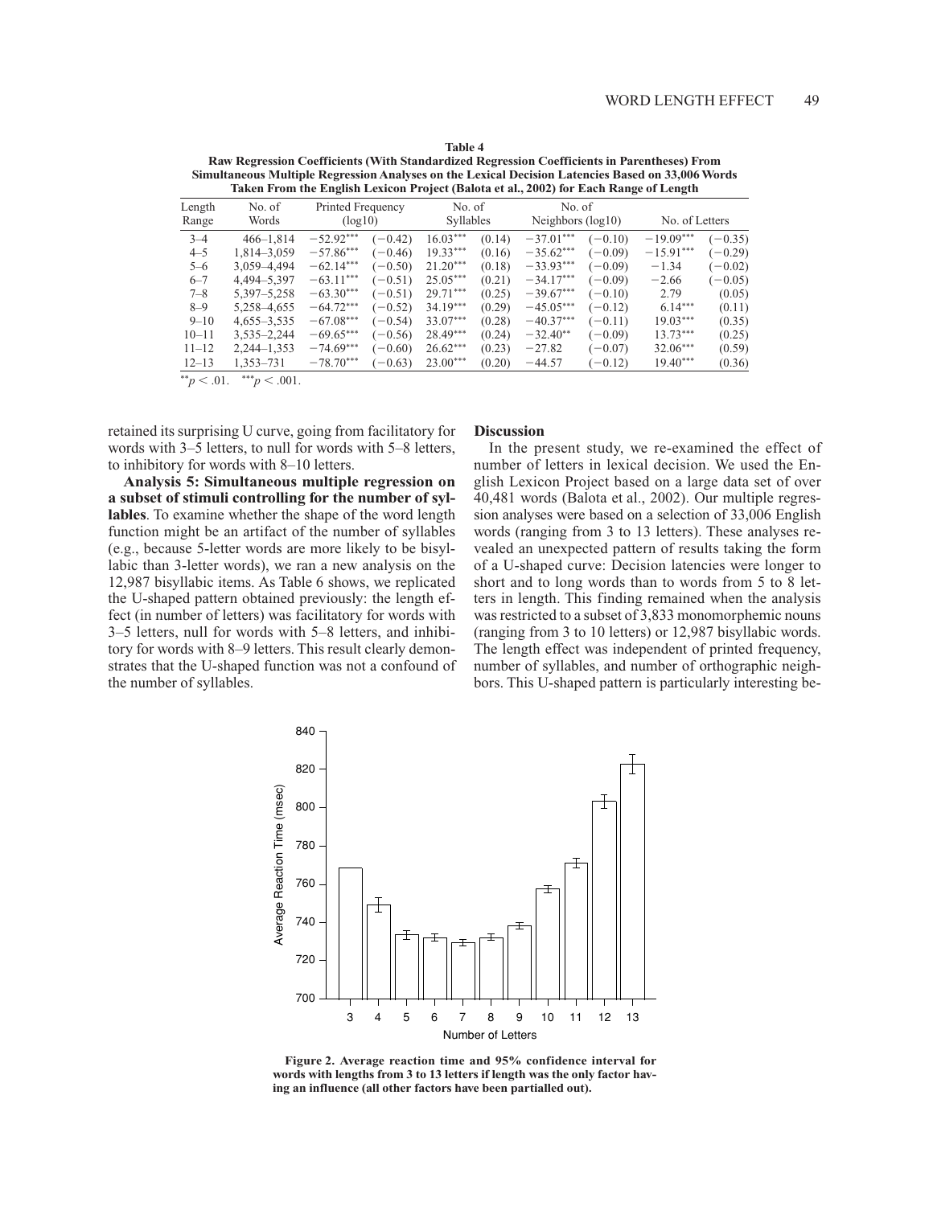**Table 4**
**Raw Regression Coefficients (With Standardized Regression Coefficients in Parentheses) From Simultaneous Multiple Regression Analyses on the Lexical Decision Latencies Based on 33,006 Words Taken From the English Lexicon Project (Balota et al., 2002) for Each Range of Length**

| Length Range | No. of Words | Printed Frequency (log10) | | No. of Syllables | | No. of Neighbors (log10) | | No. of Letters | |
|---|---|---|---|---|---|---|---|---|---|
| 3–4 | 466–1,814 | $-52.92^{***}$ | (−0.42) | $16.03^{***}$ | (0.14) | $-37.01^{***}$ | (−0.10) | $-19.09^{***}$ | (−0.35) |
| 4–5 | 1,814–3,059 | $-57.86^{***}$ | (−0.46) | $19.33^{***}$ | (0.16) | $-35.62^{***}$ | (−0.09) | $-15.91^{***}$ | (−0.29) |
| 5–6 | 3,059–4,494 | $-62.14^{***}$ | (−0.50) | $21.20^{***}$ | (0.18) | $-33.93^{***}$ | (−0.09) | −1.34 | (−0.02) |
| 6–7 | 4,494–5,397 | $-63.11^{***}$ | (−0.51) | $25.05^{***}$ | (0.21) | $-34.17^{***}$ | (−0.09) | −2.66 | (−0.05) |
| 7–8 | 5,397–5,258 | $-63.30^{***}$ | (−0.51) | $29.71^{***}$ | (0.25) | $-39.67^{***}$ | (−0.10) | 2.79 | (0.05) |
| 8–9 | 5,258–4,655 | $-64.72^{***}$ | (−0.52) | $34.19^{***}$ | (0.29) | $-45.05^{***}$ | (−0.12) | $6.14^{***}$ | (0.11) |
| 9–10 | 4,655–3,535 | $-67.08^{***}$ | (−0.54) | $33.07^{***}$ | (0.28) | $-40.37^{***}$ | (−0.11) | $19.03^{***}$ | (0.35) |
| 10–11 | 3,535–2,244 | $-69.65^{***}$ | (−0.56) | $28.49^{***}$ | (0.24) | $-32.40^{**}$ | (−0.09) | $13.73^{***}$ | (0.25) |
| 11–12 | 2,244–1,353 | $-74.69^{***}$ | (−0.60) | $26.62^{***}$ | (0.23) | −27.82 | (−0.07) | $32.06^{***}$ | (0.59) |
| 12–13 | 1,353–731 | $-78.70^{***}$ | (−0.63) | $23.00^{***}$ | (0.20) | −44.57 | (−0.12) | $19.40^{***}$ | (0.36) |

$^{**}p < .01.$ $^{***}p < .001.$

retained its surprising U curve, going from facilitatory for words with 3–5 letters, to null for words with 5–8 letters, to inhibitory for words with 8–10 letters.

**Analysis 5: Simultaneous multiple regression on a subset of stimuli controlling for the number of syllables**. To examine whether the shape of the word length function might be an artifact of the number of syllables (e.g., because 5-letter words are more likely to be bisyllabic than 3-letter words), we ran a new analysis on the 12,987 bisyllabic items. As Table 6 shows, we replicated the U-shaped pattern obtained previously: the length effect (in number of letters) was facilitatory for words with 3–5 letters, null for words with 5–8 letters, and inhibitory for words with 8–9 letters. This result clearly demonstrates that the U-shaped function was not a confound of the number of syllables.

## Discussion

In the present study, we re-examined the effect of number of letters in lexical decision. We used the English Lexicon Project based on a large data set of over 40,481 words (Balota et al., 2002). Our multiple regression analyses were based on a selection of 33,006 English words (ranging from 3 to 13 letters). These analyses revealed an unexpected pattern of results taking the form of a U-shaped curve: Decision latencies were longer to short and to long words than to words from 5 to 8 letters in length. This finding remained when the analysis was restricted to a subset of 3,833 monomorphemic nouns (ranging from 3 to 10 letters) or 12,987 bisyllabic words. The length effect was independent of printed frequency, number of syllables, and number of orthographic neighbors. This U-shaped pattern is particularly interesting be-

**Figure 2. Average reaction time and 95% confidence interval for words with lengths from 3 to 13 letters if length was the only factor having an influence (all other factors have been partialled out).**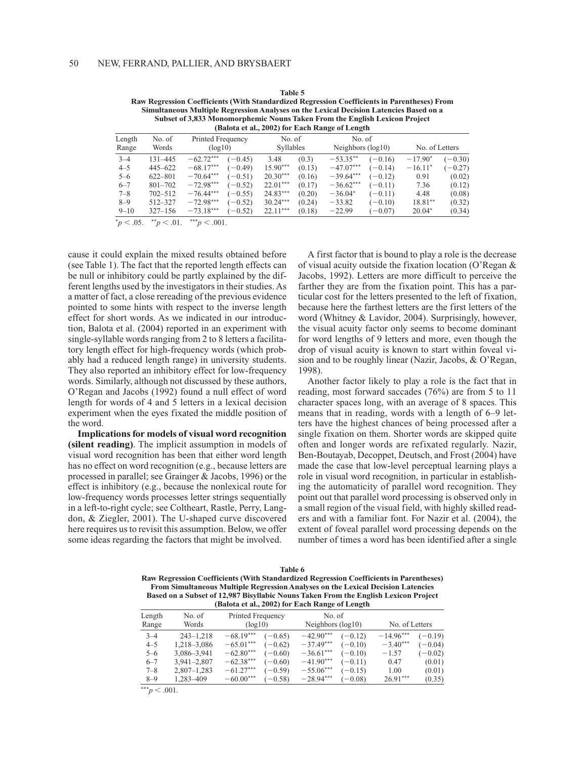**Table 5**
**Raw Regression Coefficients (With Standardized Regression Coefficients in Parentheses) From Simultaneous Multiple Regression Analyses on the Lexical Decision Latencies Based on a Subset of 3,833 Monomorphemic Nouns Taken From the English Lexicon Project (Balota et al., 2002) for Each Range of Length**

| Length Range | No. of Words | Printed Frequency (log10) | | No. of Syllables | | No. of Neighbors (log10) | | No. of Letters | |
|---|---|---|---|---|---|---|---|---|---|
| 3–4 | 131–445 | −62.72*** | (−0.45) | 3.48 | (0.3) | −53.35** | (−0.16) | −17.90* | (−0.30) |
| 4–5 | 445–622 | −68.17*** | (−0.49) | 15.90*** | (0.13) | −47.07*** | (−0.14) | −16.11* | (−0.27) |
| 5–6 | 622–801 | −70.64*** | (−0.51) | 20.30*** | (0.16) | −39.64*** | (−0.12) | 0.91 | (0.02) |
| 6–7 | 801–702 | −72.98*** | (−0.52) | 22.01*** | (0.17) | −36.62*** | (−0.11) | 7.36 | (0.12) |
| 7–8 | 702–512 | −76.44*** | (−0.55) | 24.83*** | (0.20) | −36.04* | (−0.11) | 4.48 | (0.08) |
| 8–9 | 512–327 | −72.98*** | (−0.52) | 30.24*** | (0.24) | −33.82 | (−0.10) | 18.81** | (0.32) |
| 9–10 | 327–156 | −73.18*** | (−0.52) | 22.11*** | (0.18) | −22.99 | (−0.07) | 20.04* | (0.34) |

*$p < .05$. **$p < .01$. ***$p < .001$.

cause it could explain the mixed results obtained before (see Table 1). The fact that the reported length effects can be null or inhibitory could be partly explained by the different lengths used by the investigators in their studies. As a matter of fact, a close rereading of the previous evidence pointed to some hints with respect to the inverse length effect for short words. As we indicated in our introduction, Balota et al. (2004) reported in an experiment with single-syllable words ranging from 2 to 8 letters a facilitatory length effect for high-frequency words (which probably had a reduced length range) in university students. They also reported an inhibitory effect for low-frequency words. Similarly, although not discussed by these authors, O'Regan and Jacobs (1992) found a null effect of word length for words of 4 and 5 letters in a lexical decision experiment when the eyes fixated the middle position of the word.

**Implications for models of visual word recognition (silent reading)**. The implicit assumption in models of visual word recognition has been that either word length has no effect on word recognition (e.g., because letters are processed in parallel; see Grainger & Jacobs, 1996) or the effect is inhibitory (e.g., because the nonlexical route for low-frequency words processes letter strings sequentially in a left-to-right cycle; see Coltheart, Rastle, Perry, Langdon, & Ziegler, 2001). The U-shaped curve discovered here requires us to revisit this assumption. Below, we offer some ideas regarding the factors that might be involved.

A first factor that is bound to play a role is the decrease of visual acuity outside the fixation location (O'Regan & Jacobs, 1992). Letters are more difficult to perceive the farther they are from the fixation point. This has a particular cost for the letters presented to the left of fixation, because here the farthest letters are the first letters of the word (Whitney & Lavidor, 2004). Surprisingly, however, the visual acuity factor only seems to become dominant for word lengths of 9 letters and more, even though the drop of visual acuity is known to start within foveal vision and to be roughly linear (Nazir, Jacobs, & O'Regan, 1998).

Another factor likely to play a role is the fact that in reading, most forward saccades (76%) are from 5 to 11 character spaces long, with an average of 8 spaces. This means that in reading, words with a length of 6–9 letters have the highest chances of being processed after a single fixation on them. Shorter words are skipped quite often and longer words are refixated regularly. Nazir, Ben-Boutayab, Decoppet, Deutsch, and Frost (2004) have made the case that low-level perceptual learning plays a role in visual word recognition, in particular in establishing the automaticity of parallel word recognition. They point out that parallel word processing is observed only in a small region of the visual field, with highly skilled readers and with a familiar font. For Nazir et al. (2004), the extent of foveal parallel word processing depends on the number of times a word has been identified after a single

**Table 6**
**Raw Regression Coefficients (With Standardized Regression Coefficients in Parentheses) From Simultaneous Multiple Regression Analyses on the Lexical Decision Latencies Based on a Subset of 12,987 Bisyllabic Nouns Taken From the English Lexicon Project (Balota et al., 2002) for Each Range of Length**

| Length Range | No. of Words | Printed Frequency (log10) | | No. of Neighbors (log10) | | No. of Letters | |
|---|---|---|---|---|---|---|---|
| 3–4 | 243–1,218 | −68.19*** | (−0.65) | −42.90*** | (−0.12) | −14.96*** | (−0.19) |
| 4–5 | 1,218–3,086 | −65.01*** | (−0.62) | −37.49*** | (−0.10) | −3.40*** | (−0.04) |
| 5–6 | 3,086–3,941 | −62.80*** | (−0.60) | −36.61*** | (−0.10) | −1.57 | (−0.02) |
| 6–7 | 3,941–2,807 | −62.38*** | (−0.60) | −41.90*** | (−0.11) | 0.47 | (0.01) |
| 7–8 | 2,807–1,283 | −61.27*** | (−0.59) | −55.06*** | (−0.15) | 1.00 | (0.01) |
| 8–9 | 1,283–409 | −60.00*** | (−0.58) | −28.94*** | (−0.08) | 26.91*** | (0.35) |

***$p < .001$.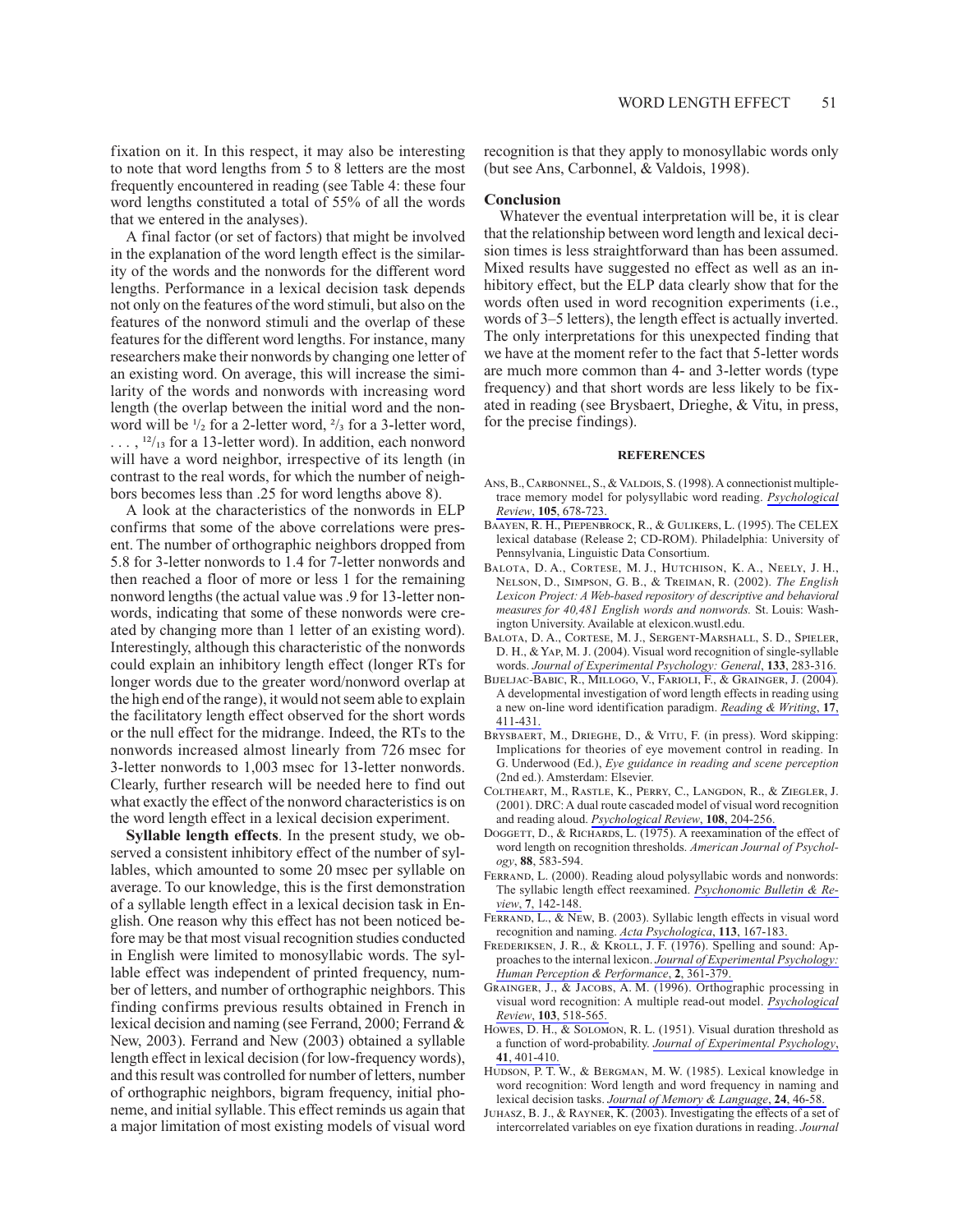fixation on it. In this respect, it may also be interesting to note that word lengths from 5 to 8 letters are the most frequently encountered in reading (see Table 4: these four word lengths constituted a total of 55% of all the words that we entered in the analyses).

A final factor (or set of factors) that might be involved in the explanation of the word length effect is the similarity of the words and the nonwords for the different word lengths. Performance in a lexical decision task depends not only on the features of the word stimuli, but also on the features of the nonword stimuli and the overlap of these features for the different word lengths. For instance, many researchers make their nonwords by changing one letter of an existing word. On average, this will increase the similarity of the words and nonwords with increasing word length (the overlap between the initial word and the nonword will be $^1/_2$ for a 2-letter word, $^2/_3$ for a 3-letter word, . . . , $^{12}/_{13}$ for a 13-letter word). In addition, each nonword will have a word neighbor, irrespective of its length (in contrast to the real words, for which the number of neighbors becomes less than .25 for word lengths above 8).

A look at the characteristics of the nonwords in ELP confirms that some of the above correlations were present. The number of orthographic neighbors dropped from 5.8 for 3-letter nonwords to 1.4 for 7-letter nonwords and then reached a floor of more or less 1 for the remaining nonword lengths (the actual value was .9 for 13-letter nonwords, indicating that some of these nonwords were created by changing more than 1 letter of an existing word). Interestingly, although this characteristic of the nonwords could explain an inhibitory length effect (longer RTs for longer words due to the greater word/nonword overlap at the high end of the range), it would not seem able to explain the facilitatory length effect observed for the short words or the null effect for the midrange. Indeed, the RTs to the nonwords increased almost linearly from 726 msec for 3-letter nonwords to 1,003 msec for 13-letter nonwords. Clearly, further research will be needed here to find out what exactly the effect of the nonword characteristics is on the word length effect in a lexical decision experiment.

**Syllable length effects**. In the present study, we observed a consistent inhibitory effect of the number of syllables, which amounted to some 20 msec per syllable on average. To our knowledge, this is the first demonstration of a syllable length effect in a lexical decision task in English. One reason why this effect has not been noticed before may be that most visual recognition studies conducted in English were limited to monosyllabic words. The syllable effect was independent of printed frequency, number of letters, and number of orthographic neighbors. This finding confirms previous results obtained in French in lexical decision and naming (see Ferrand, 2000; Ferrand & New, 2003). Ferrand and New (2003) obtained a syllable length effect in lexical decision (for low-frequency words), and this result was controlled for number of letters, number of orthographic neighbors, bigram frequency, initial phoneme, and initial syllable. This effect reminds us again that a major limitation of most existing models of visual word recognition is that they apply to monosyllabic words only (but see Ans, Carbonnel, & Valdois, 1998).

## Conclusion

Whatever the eventual interpretation will be, it is clear that the relationship between word length and lexical decision times is less straightforward than has been assumed. Mixed results have suggested no effect as well as an inhibitory effect, but the ELP data clearly show that for the words often used in word recognition experiments (i.e., words of 3–5 letters), the length effect is actually inverted. The only interpretations for this unexpected finding that we have at the moment refer to the fact that 5-letter words are much more common than 4- and 3-letter words (type frequency) and that short words are less likely to be fixated in reading (see Brysbaert, Drieghe, & Vitu, in press, for the precise findings).

## REFERENCES

Ans, B., Carbonnel, S., & Valdois, S. (1998). A connectionist multiple-trace memory model for polysyllabic word reading. *Psychological Review*, **105**, 678-723.

Baayen, R. H., Piepenbrock, R., & Gulikers, L. (1995). The CELEX lexical database (Release 2; CD-ROM). Philadelphia: University of Pennsylvania, Linguistic Data Consortium.

Balota, D. A., Cortese, M. J., Hutchison, K. A., Neely, J. H., Nelson, D., Simpson, G. B., & Treiman, R. (2002). *The English Lexicon Project: A Web-based repository of descriptive and behavioral measures for 40,481 English words and nonwords.* St. Louis: Washington University. Available at elexicon.wustl.edu.

Balota, D. A., Cortese, M. J., Sergent-Marshall, S. D., Spieler, D. H., & Yap, M. J. (2004). Visual word recognition of single-syllable words. *Journal of Experimental Psychology: General*, **133**, 283-316.

Bijeljac-Babic, R., Millogo, V., Farioli, F., & Grainger, J. (2004). A developmental investigation of word length effects in reading using a new on-line word identification paradigm. *Reading & Writing*, **17**, 411-431.

Brysbaert, M., Drieghe, D., & Vitu, F. (in press). Word skipping: Implications for theories of eye movement control in reading. In G. Underwood (Ed.), *Eye guidance in reading and scene perception* (2nd ed.). Amsterdam: Elsevier.

Coltheart, M., Rastle, K., Perry, C., Langdon, R., & Ziegler, J. (2001). DRC: A dual route cascaded model of visual word recognition and reading aloud. *Psychological Review*, **108**, 204-256.

Doggett, D., & Richards, L. (1975). A reexamination of the effect of word length on recognition thresholds. *American Journal of Psychology*, **88**, 583-594.

Ferrand, L. (2000). Reading aloud polysyllabic words and nonwords: The syllabic length effect reexamined. *Psychonomic Bulletin & Review*, **7**, 142-148.

Ferrand, L., & New, B. (2003). Syllabic length effects in visual word recognition and naming. *Acta Psychologica*, **113**, 167-183.

Frederiksen, J. R., & Kroll, J. F. (1976). Spelling and sound: Approaches to the internal lexicon. *Journal of Experimental Psychology: Human Perception & Performance*, **2**, 361-379.

Grainger, J., & Jacobs, A. M. (1996). Orthographic processing in visual word recognition: A multiple read-out model. *Psychological Review*, **103**, 518-565.

Howes, D. H., & Solomon, R. L. (1951). Visual duration threshold as a function of word-probability. *Journal of Experimental Psychology*, **41**, 401-410.

Hudson, P. T. W., & Bergman, M. W. (1985). Lexical knowledge in word recognition: Word length and word frequency in naming and lexical decision tasks. *Journal of Memory & Language*, **24**, 46-58.

Juhasz, B. J., & Rayner, K. (2003). Investigating the effects of a set of intercorrelated variables on eye fixation durations in reading. *Journal*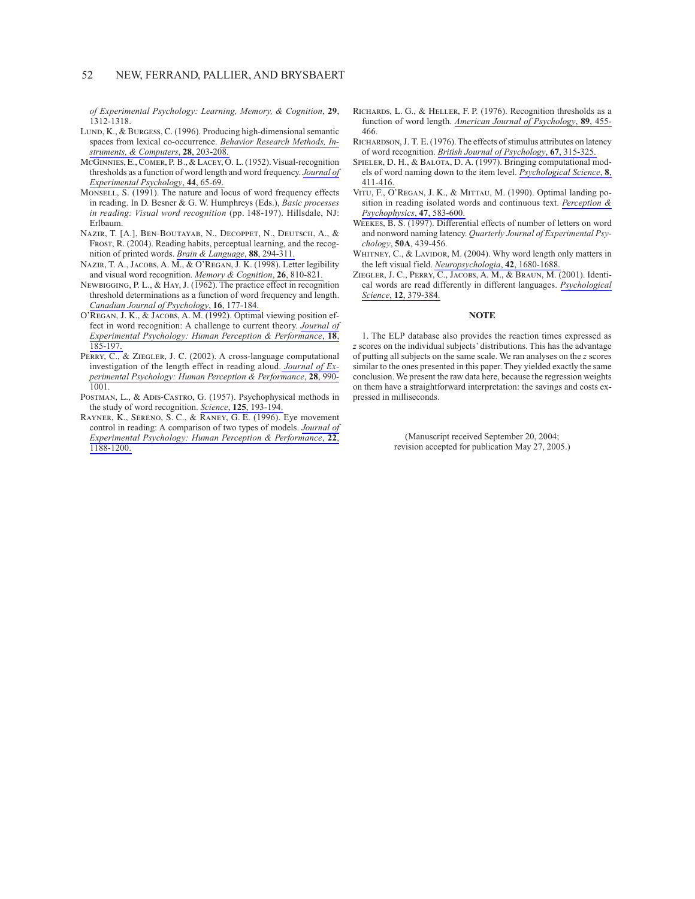*of Experimental Psychology: Learning, Memory, & Cognition*, **29**, 1312-1318.

Lund, K., & Burgess, C. (1996). Producing high-dimensional semantic spaces from lexical co-occurrence. *Behavior Research Methods, Instruments, & Computers*, **28**, 203-208.

McGinnies, E., Comer, P. B., & Lacey, O. L. (1952). Visual-recognition thresholds as a function of word length and word frequency. *Journal of Experimental Psychology*, **44**, 65-69.

Monsell, S. (1991). The nature and locus of word frequency effects in reading. In D. Besner & G. W. Humphreys (Eds.), *Basic processes in reading: Visual word recognition* (pp. 148-197). Hillsdale, NJ: Erlbaum.

Nazir, T. [A.], Ben-Boutayab, N., Decoppet, N., Deutsch, A., & Frost, R. (2004). Reading habits, perceptual learning, and the recognition of printed words. *Brain & Language*, **88**, 294-311.

Nazir, T. A., Jacobs, A. M., & O'Regan, J. K. (1998). Letter legibility and visual word recognition. *Memory & Cognition*, **26**, 810-821.

Newbigging, P. L., & Hay, J. (1962). The practice effect in recognition threshold determinations as a function of word frequency and length. *Canadian Journal of Psychology*, **16**, 177-184.

O'Regan, J. K., & Jacobs, A. M. (1992). Optimal viewing position effect in word recognition: A challenge to current theory. *Journal of Experimental Psychology: Human Perception & Performance*, **18**, 185-197.

Perry, C., & Ziegler, J. C. (2002). A cross-language computational investigation of the length effect in reading aloud. *Journal of Experimental Psychology: Human Perception & Performance*, **28**, 990-1001.

Postman, L., & Adis-Castro, G. (1957). Psychophysical methods in the study of word recognition. *Science*, **125**, 193-194.

Rayner, K., Sereno, S. C., & Raney, G. E. (1996). Eye movement control in reading: A comparison of two types of models. *Journal of Experimental Psychology: Human Perception & Performance*, **22**, 1188-1200.

Richards, L. G., & Heller, F. P. (1976). Recognition thresholds as a function of word length. *American Journal of Psychology*, **89**, 455-466.

Richardson, J. T. E. (1976). The effects of stimulus attributes on latency of word recognition. *British Journal of Psychology*, **67**, 315-325.

Spieler, D. H., & Balota, D. A. (1997). Bringing computational models of word naming down to the item level. *Psychological Science*, **8**, 411-416.

Vitu, F., O'Regan, J. K., & Mittau, M. (1990). Optimal landing position in reading isolated words and continuous text. *Perception & Psychophysics*, **47**, 583-600.

Weekes, B. S. (1997). Differential effects of number of letters on word and nonword naming latency. *Quarterly Journal of Experimental Psychology*, **50A**, 439-456.

Whitney, C., & Lavidor, M. (2004). Why word length only matters in the left visual field. *Neuropsychologia*, **42**, 1680-1688.

Ziegler, J. C., Perry, C., Jacobs, A. M., & Braun, M. (2001). Identical words are read differently in different languages. *Psychological Science*, **12**, 379-384.

## NOTE

1. The ELP database also provides the reaction times expressed as *z* scores on the individual subjects' distributions. This has the advantage of putting all subjects on the same scale. We ran analyses on the *z* scores similar to the ones presented in this paper. They yielded exactly the same conclusion. We present the raw data here, because the regression weights on them have a straightforward interpretation: the savings and costs expressed in milliseconds.

(Manuscript received September 20, 2004;
revision accepted for publication May 27, 2005.)